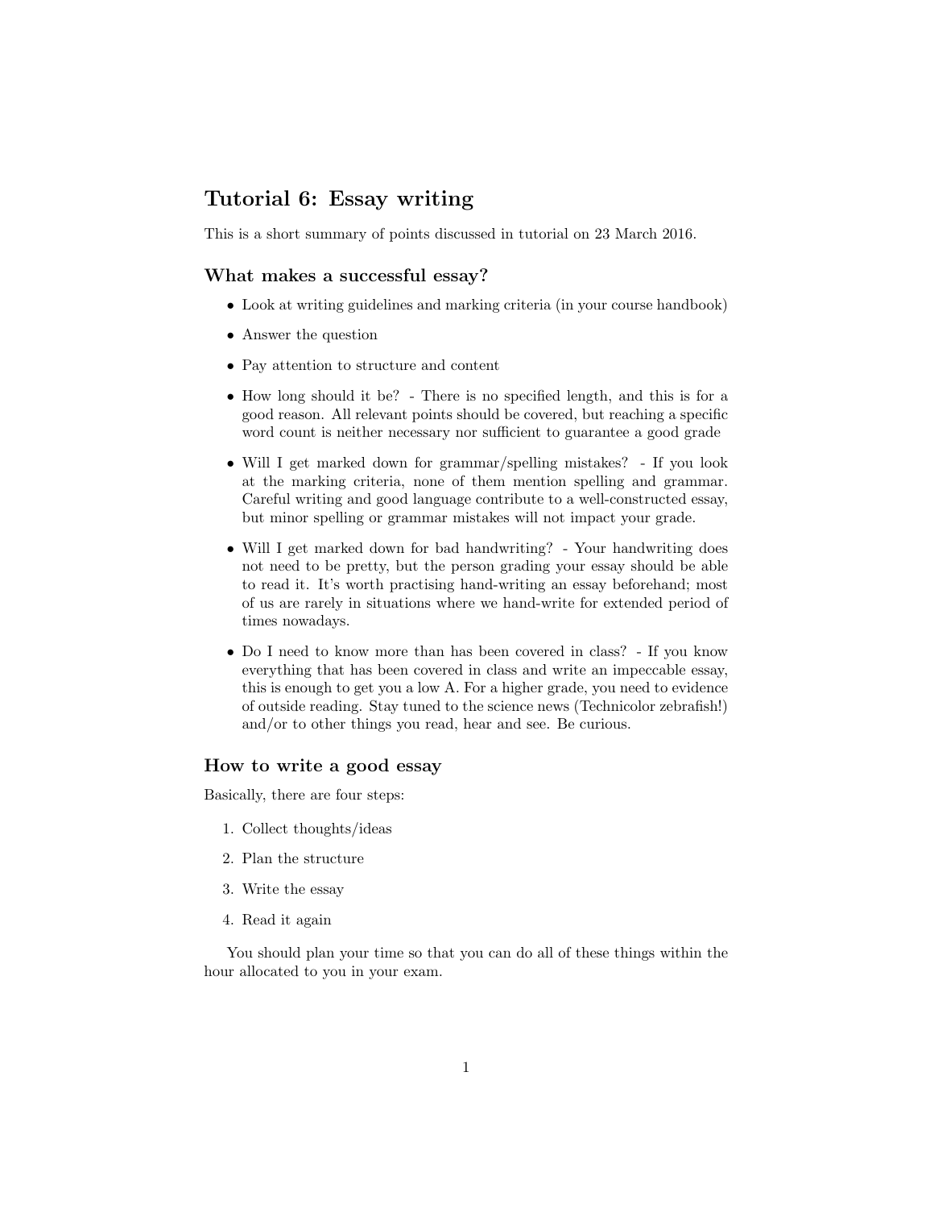# Tutorial 6: Essay writing

This is a short summary of points discussed in tutorial on 23 March 2016.

## What makes a successful essay?

- Look at writing guidelines and marking criteria (in your course handbook)
- Answer the question
- Pay attention to structure and content
- How long should it be? - There is no specified length, and this is for a good reason. All relevant points should be covered, but reaching a specific word count is neither necessary nor sufficient to guarantee a good grade
- Will I get marked down for grammar/spelling mistakes? - If you look at the marking criteria, none of them mention spelling and grammar. Careful writing and good language contribute to a well-constructed essay, but minor spelling or grammar mistakes will not impact your grade.
- Will I get marked down for bad handwriting? - Your handwriting does not need to be pretty, but the person grading your essay should be able to read it. It's worth practising hand-writing an essay beforehand; most of us are rarely in situations where we hand-write for extended period of times nowadays.
- Do I need to know more than has been covered in class? - If you know everything that has been covered in class and write an impeccable essay, this is enough to get you a low A. For a higher grade, you need to evidence of outside reading. Stay tuned to the science news (Technicolor zebrafish!) and/or to other things you read, hear and see. Be curious.

## How to write a good essay

Basically, there are four steps:

1. Collect thoughts/ideas
2. Plan the structure
3. Write the essay
4. Read it again

You should plan your time so that you can do all of these things within the hour allocated to you in your exam.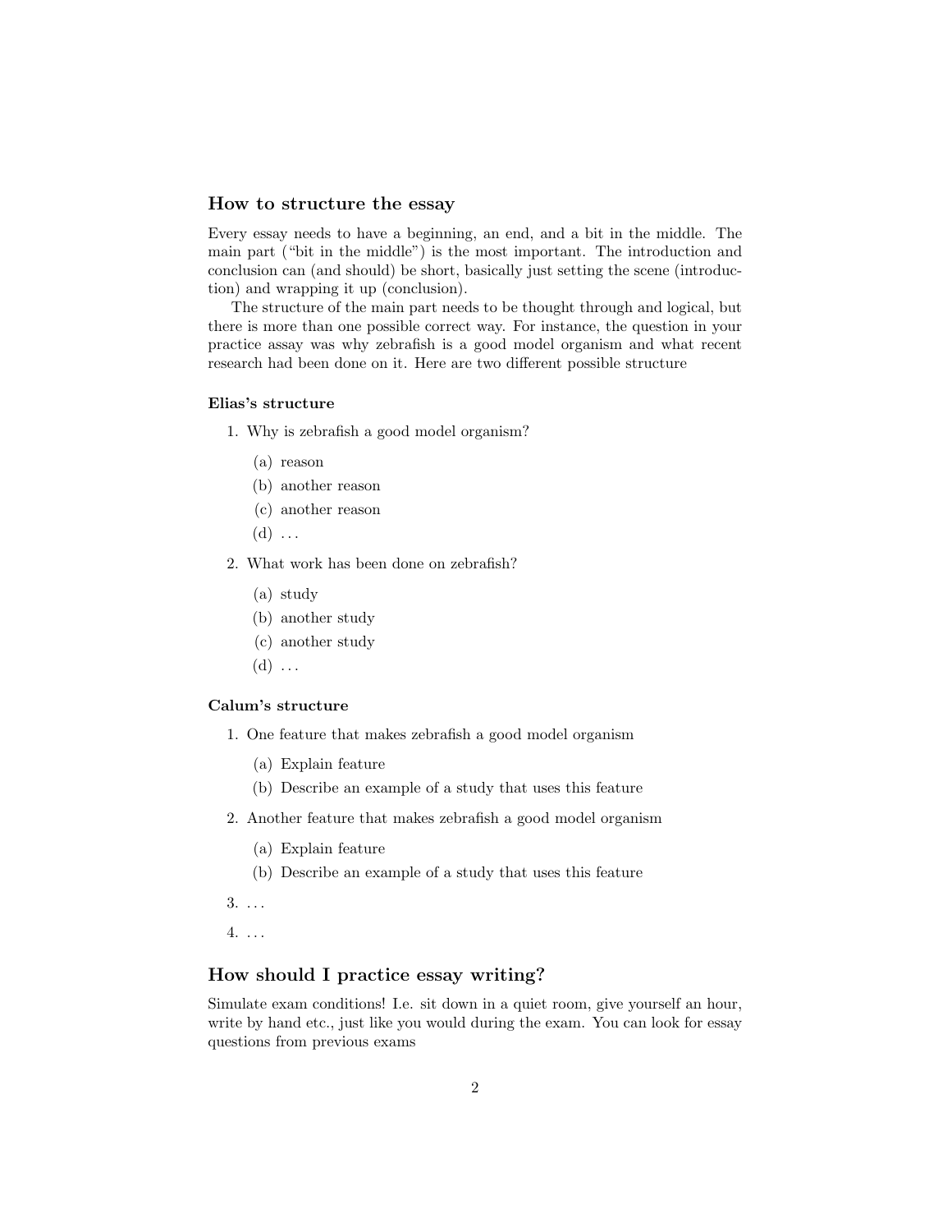## How to structure the essay

Every essay needs to have a beginning, an end, and a bit in the middle. The main part ("bit in the middle") is the most important. The introduction and conclusion can (and should) be short, basically just setting the scene (introduction) and wrapping it up (conclusion).

The structure of the main part needs to be thought through and logical, but there is more than one possible correct way. For instance, the question in your practice assay was why zebrafish is a good model organism and what recent research had been done on it. Here are two different possible structure

### Elias's structure

1. Why is zebrafish a good model organism?
   (a) reason
   (b) another reason
   (c) another reason
   (d) ...
2. What work has been done on zebrafish?
   (a) study
   (b) another study
   (c) another study
   (d) ...

### Calum's structure

1. One feature that makes zebrafish a good model organism
   (a) Explain feature
   (b) Describe an example of a study that uses this feature
2. Another feature that makes zebrafish a good model organism
   (a) Explain feature
   (b) Describe an example of a study that uses this feature
3. ...
4. ...

## How should I practice essay writing?

Simulate exam conditions! I.e. sit down in a quiet room, give yourself an hour, write by hand etc., just like you would during the exam. You can look for essay questions from previous exams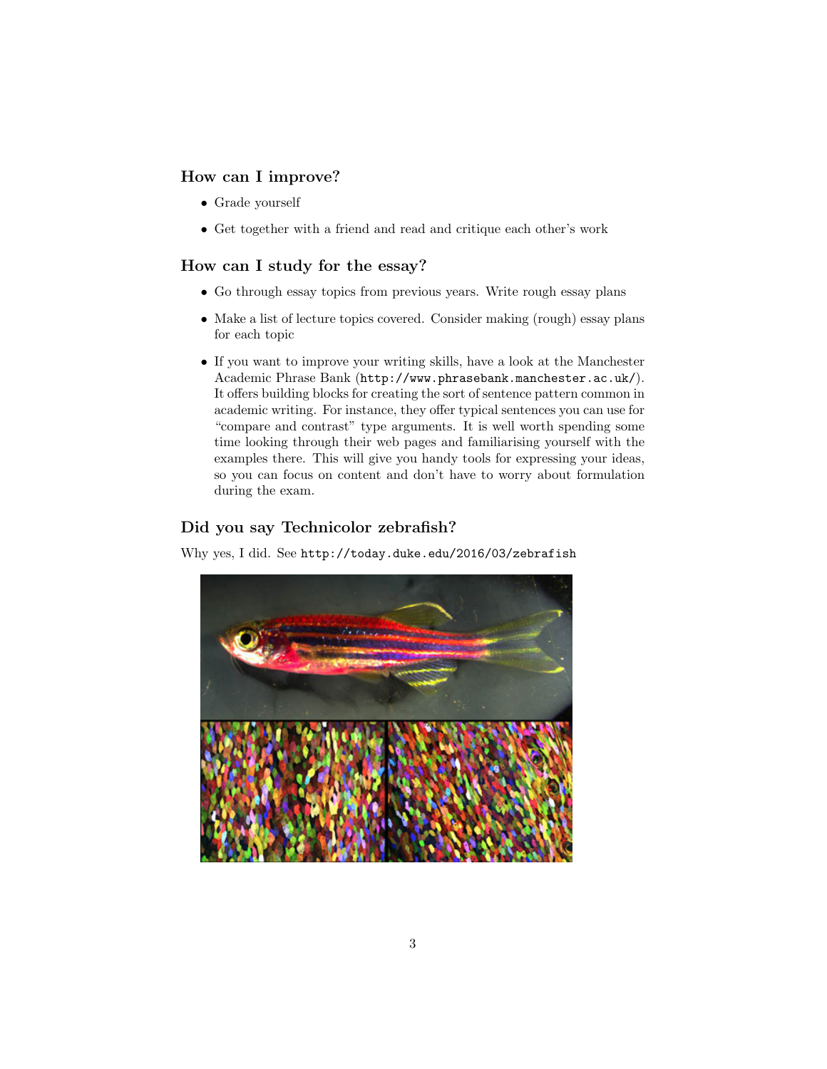## How can I improve?

- Grade yourself
- Get together with a friend and read and critique each other's work

## How can I study for the essay?

- Go through essay topics from previous years. Write rough essay plans
- Make a list of lecture topics covered. Consider making (rough) essay plans for each topic
- If you want to improve your writing skills, have a look at the Manchester Academic Phrase Bank (`http://www.phrasebank.manchester.ac.uk/`). It offers building blocks for creating the sort of sentence pattern common in academic writing. For instance, they offer typical sentences you can use for "compare and contrast" type arguments. It is well worth spending some time looking through their web pages and familiarising yourself with the examples there. This will give you handy tools for expressing your ideas, so you can focus on content and don't have to worry about formulation during the exam.

## Did you say Technicolor zebrafish?

Why yes, I did. See `http://today.duke.edu/2016/03/zebrafish`